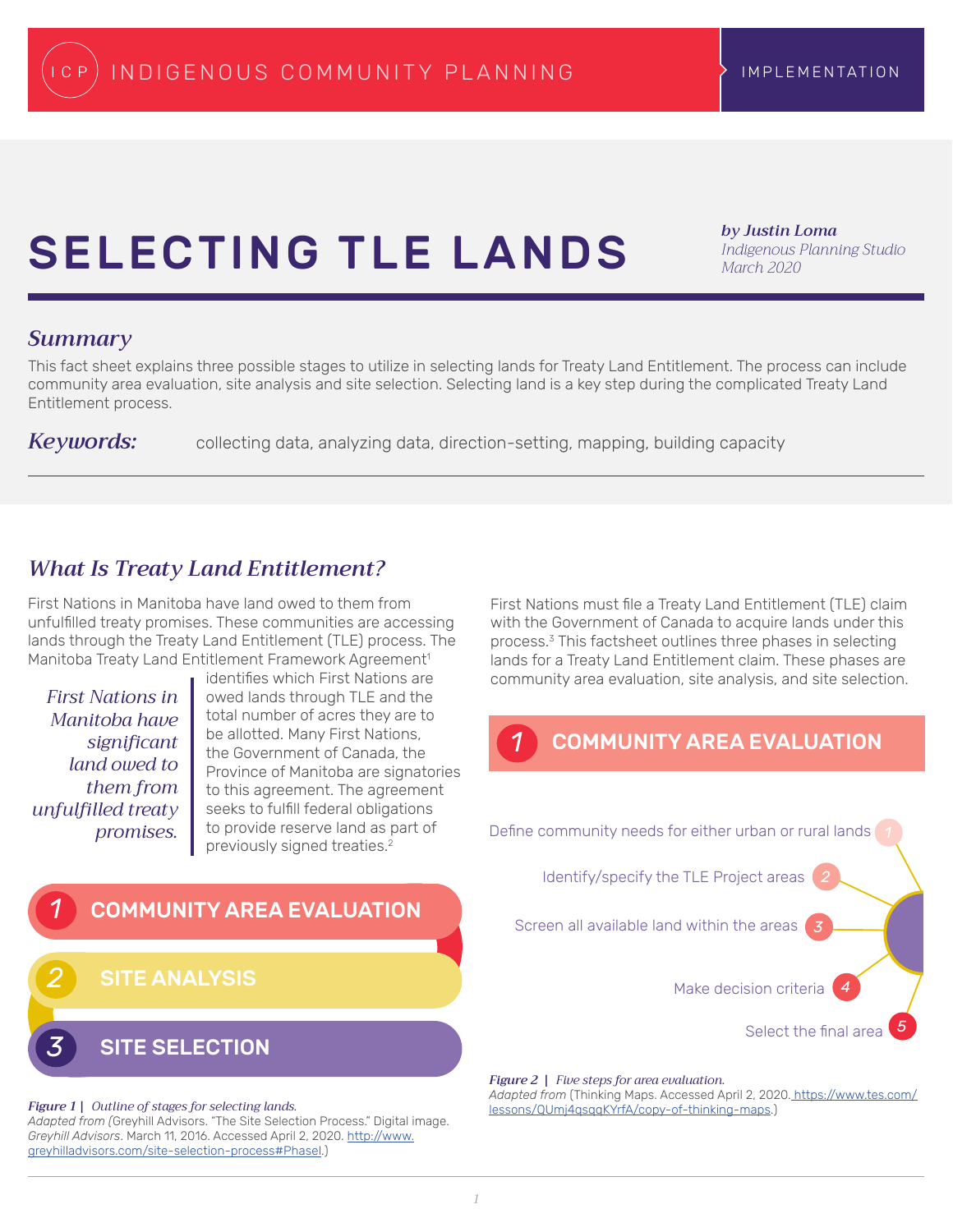INDIGENOUS COMMUNITY PLANNING — IMPLEMENTATION

# SELECTING TLE LANDS

***by Justin Loma***
*Indigenous Planning Studio*
*March 2020*

## *Summary*

This fact sheet explains three possible stages to utilize in selecting lands for Treaty Land Entitlement. The process can include community area evaluation, site analysis and site selection. Selecting land is a key step during the complicated Treaty Land Entitlement process.

***Keywords:*** collecting data, analyzing data, direction-setting, mapping, building capacity

## *What Is Treaty Land Entitlement?*

First Nations in Manitoba have land owed to them from unfulfilled treaty promises. These communities are accessing lands through the Treaty Land Entitlement (TLE) process. The Manitoba Treaty Land Entitlement Framework Agreement[1] identifies which First Nations are owed lands through TLE and the total number of acres they are to be allotted. Many First Nations, the Government of Canada, the Province of Manitoba are signatories to this agreement. The agreement seeks to fulfill federal obligations to provide reserve land as part of previously signed treaties.[2]

> *First Nations in Manitoba have significant land owed to them from unfulfilled treaty promises.*

1. COMMUNITY AREA EVALUATION
2. SITE ANALYSIS
3. SITE SELECTION

***Figure 1 |*** *Outline of stages for selecting lands.*
*Adapted from* (Greyhill Advisors. "The Site Selection Process." Digital image. *Greyhill Advisors*. March 11, 2016. Accessed April 2, 2020. http://www.greyhilladvisors.com/site-selection-process#PhaseI.)

First Nations must file a Treaty Land Entitlement (TLE) claim with the Government of Canada to acquire lands under this process.[3] This factsheet outlines three phases in selecting lands for a Treaty Land Entitlement claim. These phases are community area evaluation, site analysis, and site selection.

## 1 COMMUNITY AREA EVALUATION

1. Define community needs for either urban or rural lands
2. Identify/specify the TLE Project areas
3. Screen all available land within the areas
4. Make decision criteria
5. Select the final area

***Figure 2 |*** *Five steps for area evaluation.*
*Adapted from* (Thinking Maps. Accessed April 2, 2020. https://www.tes.com/lessons/QUmj4qsqgKYrfA/copy-of-thinking-maps.)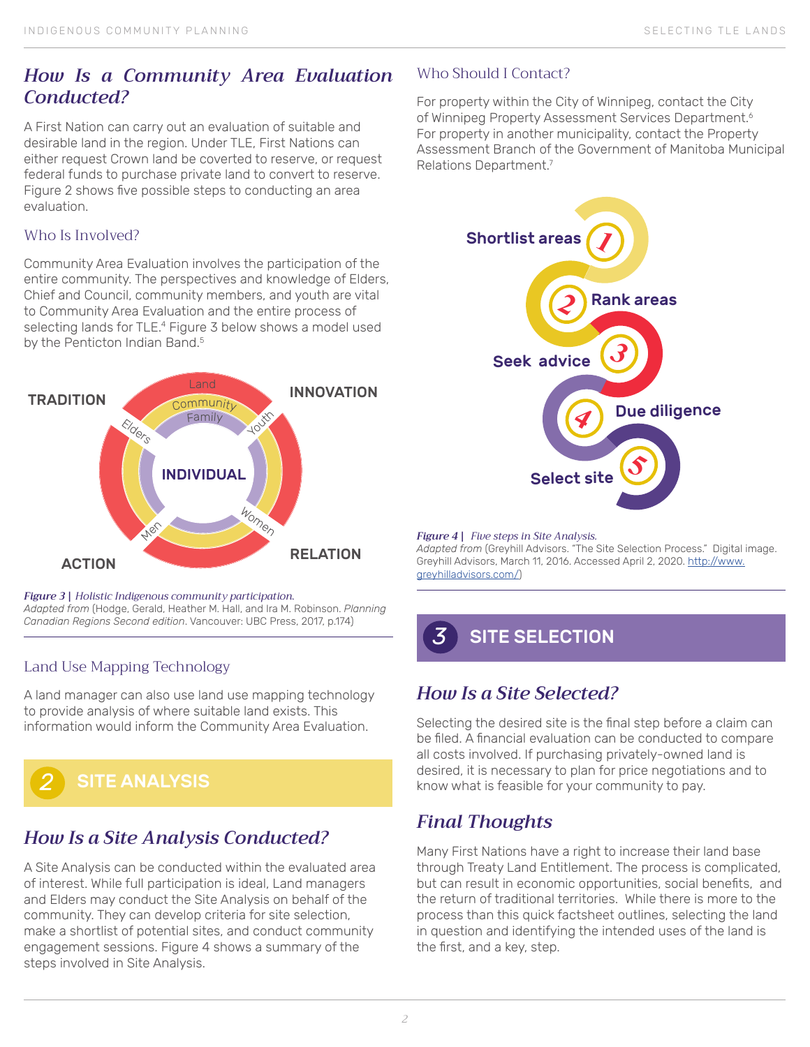## How Is a Community Area Evaluation Conducted?

A First Nation can carry out an evaluation of suitable and desirable land in the region. Under TLE, First Nations can either request Crown land be coverted to reserve, or request federal funds to purchase private land to convert to reserve. Figure 2 shows five possible steps to conducting an area evaluation.

### Who Is Involved?

Community Area Evaluation involves the participation of the entire community. The perspectives and knowledge of Elders, Chief and Council, community members, and youth are vital to Community Area Evaluation and the entire process of selecting lands for TLE.[4] Figure 3 below shows a model used by the Penticton Indian Band.[5]

TRADITION
INNOVATION
Land
Community
Family
Elders
Youth
INDIVIDUAL
Men
Women
ACTION
RELATION

*Figure 3 | Holistic Indigenous community participation.*
*Adapted from* (Hodge, Gerald, Heather M. Hall, and Ira M. Robinson. *Planning Canadian Regions Second edition*. Vancouver: UBC Press, 2017, p.174)

### Land Use Mapping Technology

A land manager can also use land use mapping technology to provide analysis of where suitable land exists. This information would inform the Community Area Evaluation.

## 2 SITE ANALYSIS

## How Is a Site Analysis Conducted?

A Site Analysis can be conducted within the evaluated area of interest. While full participation is ideal, Land managers and Elders may conduct the Site Analysis on behalf of the community. They can develop criteria for site selection, make a shortlist of potential sites, and conduct community engagement sessions. Figure 4 shows a summary of the steps involved in Site Analysis.

### Who Should I Contact?

For property within the City of Winnipeg, contact the City of Winnipeg Property Assessment Services Department.[6] For property in another municipality, contact the Property Assessment Branch of the Government of Manitoba Municipal Relations Department.[7]

1 Shortlist areas
2 Rank areas
3 Seek advice
4 Due diligence
5 Select site

*Figure 4 | Five steps in Site Analysis.*
*Adapted from* (Greyhill Advisors. "The Site Selection Process." Digital image. Greyhill Advisors, March 11, 2016. Accessed April 2, 2020. http://www.greyhilladvisors.com/)

## 3 SITE SELECTION

## How Is a Site Selected?

Selecting the desired site is the final step before a claim can be filed. A financial evaluation can be conducted to compare all costs involved. If purchasing privately-owned land is desired, it is necessary to plan for price negotiations and to know what is feasible for your community to pay.

## Final Thoughts

Many First Nations have a right to increase their land base through Treaty Land Entitlement. The process is complicated, but can result in economic opportunities, social benefits, and the return of traditional territories. While there is more to the process than this quick factsheet outlines, selecting the land in question and identifying the intended uses of the land is the first, and a key, step.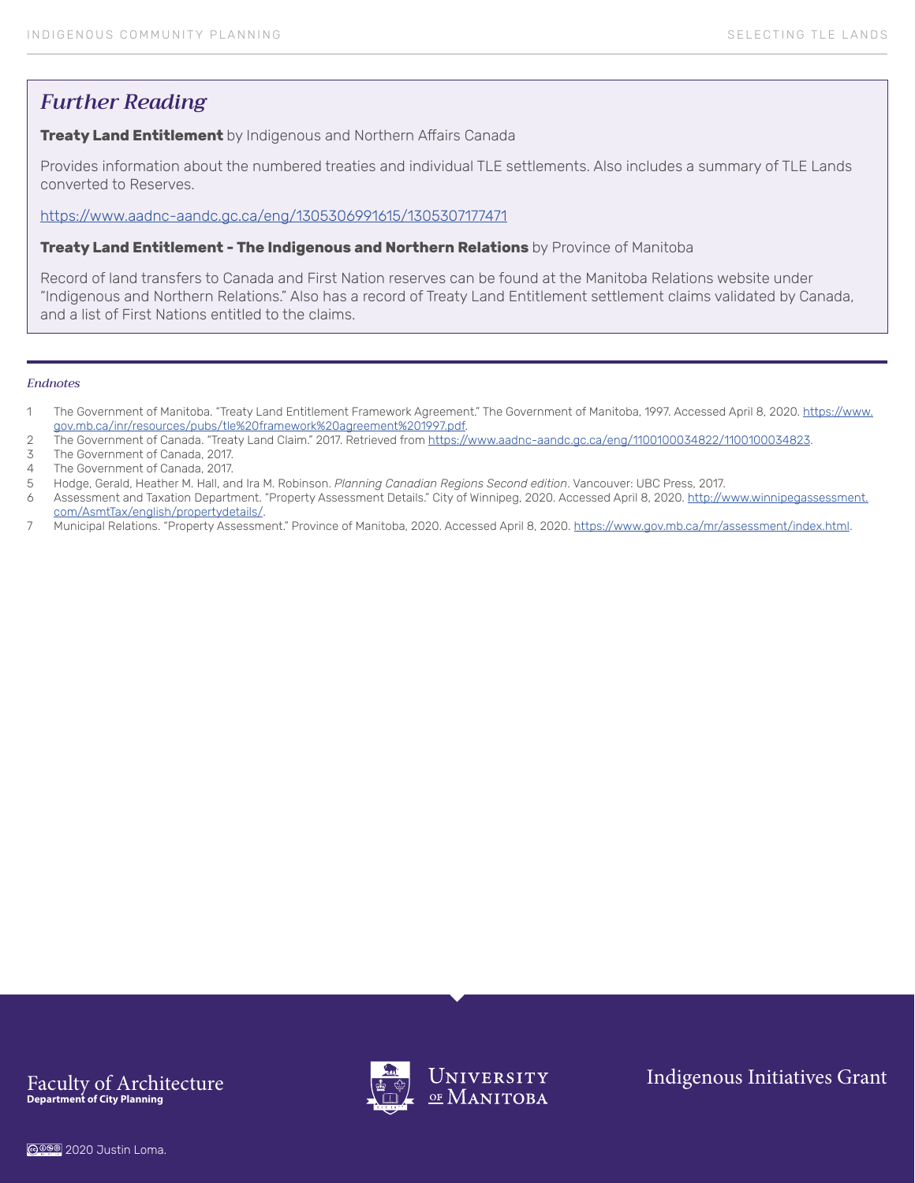## *Further Reading*

**Treaty Land Entitlement** by Indigenous and Northern Affairs Canada

Provides information about the numbered treaties and individual TLE settlements. Also includes a summary of TLE Lands converted to Reserves.

https://www.aadnc-aandc.gc.ca/eng/1305306991615/1305307177471

**Treaty Land Entitlement - The Indigenous and Northern Relations** by Province of Manitoba

Record of land transfers to Canada and First Nation reserves can be found at the Manitoba Relations website under "Indigenous and Northern Relations." Also has a record of Treaty Land Entitlement settlement claims validated by Canada, and a list of First Nations entitled to the claims.

*Endnotes*

1 The Government of Manitoba. "Treaty Land Entitlement Framework Agreement." The Government of Manitoba, 1997. Accessed April 8, 2020. https://www.gov.mb.ca/inr/resources/pubs/tle%20framework%20agreement%201997.pdf.
2 The Government of Canada. "Treaty Land Claim." 2017. Retrieved from https://www.aadnc-aandc.gc.ca/eng/1100100034822/1100100034823.
3 The Government of Canada, 2017.
4 The Government of Canada, 2017.
5 Hodge, Gerald, Heather M. Hall, and Ira M. Robinson. *Planning Canadian Regions Second edition*. Vancouver: UBC Press, 2017.
6 Assessment and Taxation Department. "Property Assessment Details." City of Winnipeg, 2020. Accessed April 8, 2020. http://www.winnipegassessment.com/AsmtTax/english/propertydetails/.
7 Municipal Relations. "Property Assessment." Province of Manitoba, 2020. Accessed April 8, 2020. https://www.gov.mb.ca/mr/assessment/index.html.

Faculty of Architecture
**Department of City Planning**

University of Manitoba

Indigenous Initiatives Grant

2020 Justin Loma.